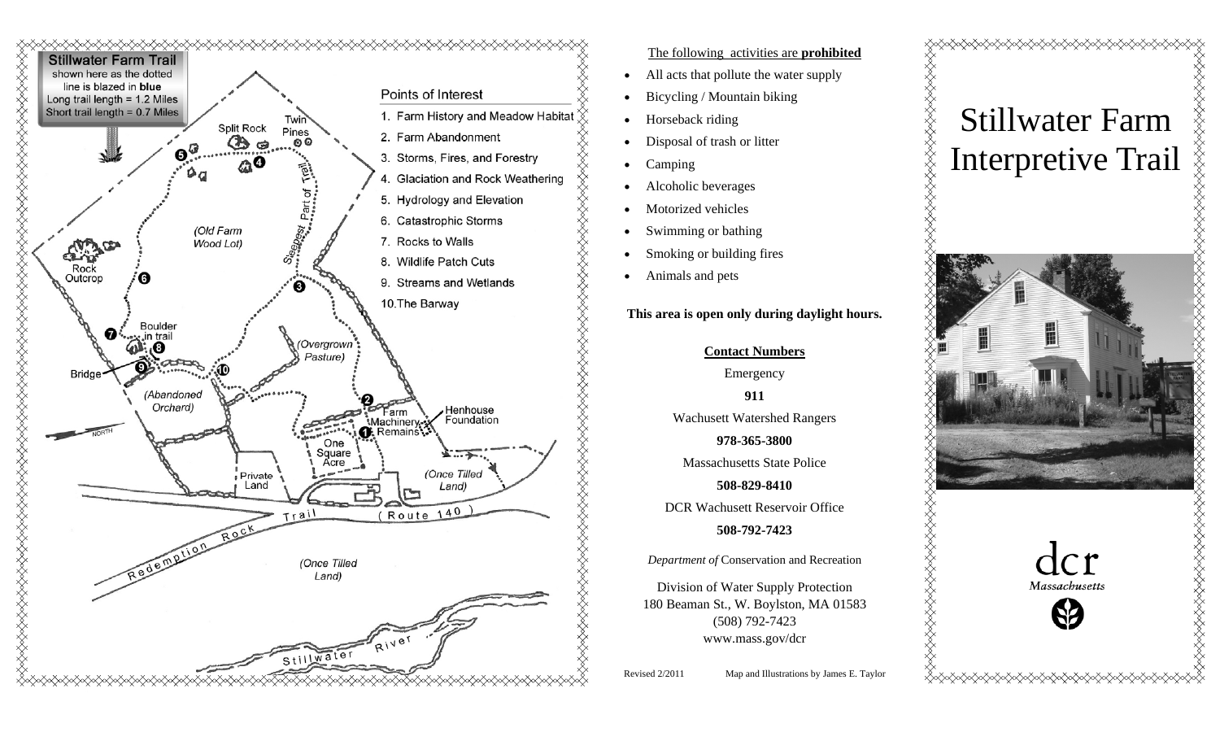**Stillwater Farm Trail**
shown here as the dotted line is blazed in **blue**
Long trail length = 1.2 Miles
Short trail length = 0.7 Miles

Points of Interest

1. Farm History and Meadow Habitat
2. Farm Abandonment
3. Storms, Fires, and Forestry
4. Glaciation and Rock Weathering
5. Hydrology and Elevation
6. Catastrophic Storms
7. Rocks to Walls
8. Wildlife Patch Cuts
9. Streams and Wetlands
10. The Barway

Split Rock · Twin Pines · Steepest Part of Trail · (Old Farm Wood Lot) · Rock Outcrop · Boulder in trail · Bridge · (Overgrown Pasture) · (Abandoned Orchard) · Farm Machinery Remains · Henhouse Foundation · One Square Acre · Private Land · (Once Tilled Land) · Route 140 · Redemption Rock Trail · (Once Tilled Land) · Stillwater River · NORTH

<u>The following activities are **prohibited**</u>

- All acts that pollute the water supply
- Bicycling / Mountain biking
- Horseback riding
- Disposal of trash or litter
- Camping
- Alcoholic beverages
- Motorized vehicles
- Swimming or bathing
- Smoking or building fires
- Animals and pets

**This area is open only during daylight hours.**

**<u>Contact Numbers</u>**

Emergency
**911**

Wachusett Watershed Rangers
**978-365-3800**

Massachusetts State Police
**508-829-8410**

DCR Wachusett Reservoir Office
**508-792-7423**

*Department of* Conservation and Recreation

Division of Water Supply Protection
180 Beaman St., W. Boylston, MA 01583
(508) 792-7423
www.mass.gov/dcr

Revised 2/2011 Map and Illustrations by James E. Taylor

# Stillwater Farm Interpretive Trail

dcr *Massachusetts*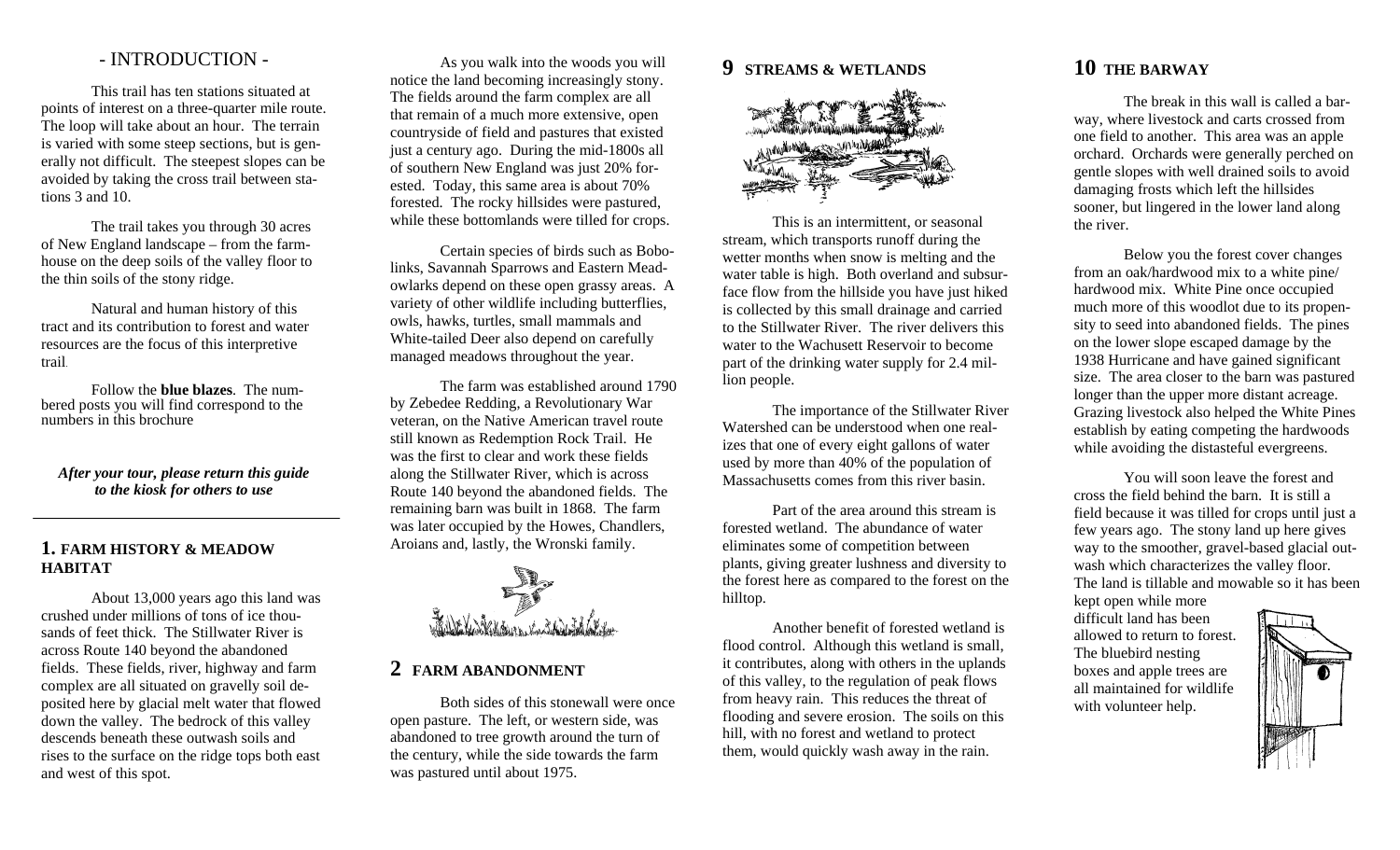# - INTRODUCTION -

This trail has ten stations situated at points of interest on a three-quarter mile route. The loop will take about an hour. The terrain is varied with some steep sections, but is generally not difficult. The steepest slopes can be avoided by taking the cross trail between stations 3 and 10.

The trail takes you through 30 acres of New England landscape – from the farmhouse on the deep soils of the valley floor to the thin soils of the stony ridge.

Natural and human history of this tract and its contribution to forest and water resources are the focus of this interpretive trail.

Follow the **blue blazes**. The numbered posts you will find correspond to the numbers in this brochure

***After your tour, please return this guide to the kiosk for others to use***

---

## 1. FARM HISTORY & MEADOW HABITAT

About 13,000 years ago this land was crushed under millions of tons of ice thousands of feet thick. The Stillwater River is across Route 140 beyond the abandoned fields. These fields, river, highway and farm complex are all situated on gravelly soil deposited here by glacial melt water that flowed down the valley. The bedrock of this valley descends beneath these outwash soils and rises to the surface on the ridge tops both east and west of this spot.

As you walk into the woods you will notice the land becoming increasingly stony. The fields around the farm complex are all that remain of a much more extensive, open countryside of field and pastures that existed just a century ago. During the mid-1800s all of southern New England was just 20% forested. Today, this same area is about 70% forested. The rocky hillsides were pastured, while these bottomlands were tilled for crops.

Certain species of birds such as Bobolinks, Savannah Sparrows and Eastern Meadowlarks depend on these open grassy areas. A variety of other wildlife including butterflies, owls, hawks, turtles, small mammals and White-tailed Deer also depend on carefully managed meadows throughout the year.

The farm was established around 1790 by Zebedee Redding, a Revolutionary War veteran, on the Native American travel route still known as Redemption Rock Trail. He was the first to clear and work these fields along the Stillwater River, which is across Route 140 beyond the abandoned fields. The remaining barn was built in 1868. The farm was later occupied by the Howes, Chandlers, Aroians and, lastly, the Wronski family.

## 2 FARM ABANDONMENT

Both sides of this stonewall were once open pasture. The left, or western side, was abandoned to tree growth around the turn of the century, while the side towards the farm was pastured until about 1975.

## 9 STREAMS & WETLANDS

This is an intermittent, or seasonal stream, which transports runoff during the wetter months when snow is melting and the water table is high. Both overland and subsurface flow from the hillside you have just hiked is collected by this small drainage and carried to the Stillwater River. The river delivers this water to the Wachusett Reservoir to become part of the drinking water supply for 2.4 million people.

The importance of the Stillwater River Watershed can be understood when one realizes that one of every eight gallons of water used by more than 40% of the population of Massachusetts comes from this river basin.

Part of the area around this stream is forested wetland. The abundance of water eliminates some of competition between plants, giving greater lushness and diversity to the forest here as compared to the forest on the hilltop.

Another benefit of forested wetland is flood control. Although this wetland is small, it contributes, along with others in the uplands of this valley, to the regulation of peak flows from heavy rain. This reduces the threat of flooding and severe erosion. The soils on this hill, with no forest and wetland to protect them, would quickly wash away in the rain.

## 10 THE BARWAY

The break in this wall is called a barway, where livestock and carts crossed from one field to another. This area was an apple orchard. Orchards were generally perched on gentle slopes with well drained soils to avoid damaging frosts which left the hillsides sooner, but lingered in the lower land along the river.

Below you the forest cover changes from an oak/hardwood mix to a white pine/hardwood mix. White Pine once occupied much more of this woodlot due to its propensity to seed into abandoned fields. The pines on the lower slope escaped damage by the 1938 Hurricane and have gained significant size. The area closer to the barn was pastured longer than the upper more distant acreage. Grazing livestock also helped the White Pines establish by eating competing the hardwoods while avoiding the distasteful evergreens.

You will soon leave the forest and cross the field behind the barn. It is still a field because it was tilled for crops until just a few years ago. The stony land up here gives way to the smoother, gravel-based glacial outwash which characterizes the valley floor. The land is tillable and mowable so it has been kept open while more difficult land has been allowed to return to forest. The bluebird nesting boxes and apple trees are all maintained for wildlife with volunteer help.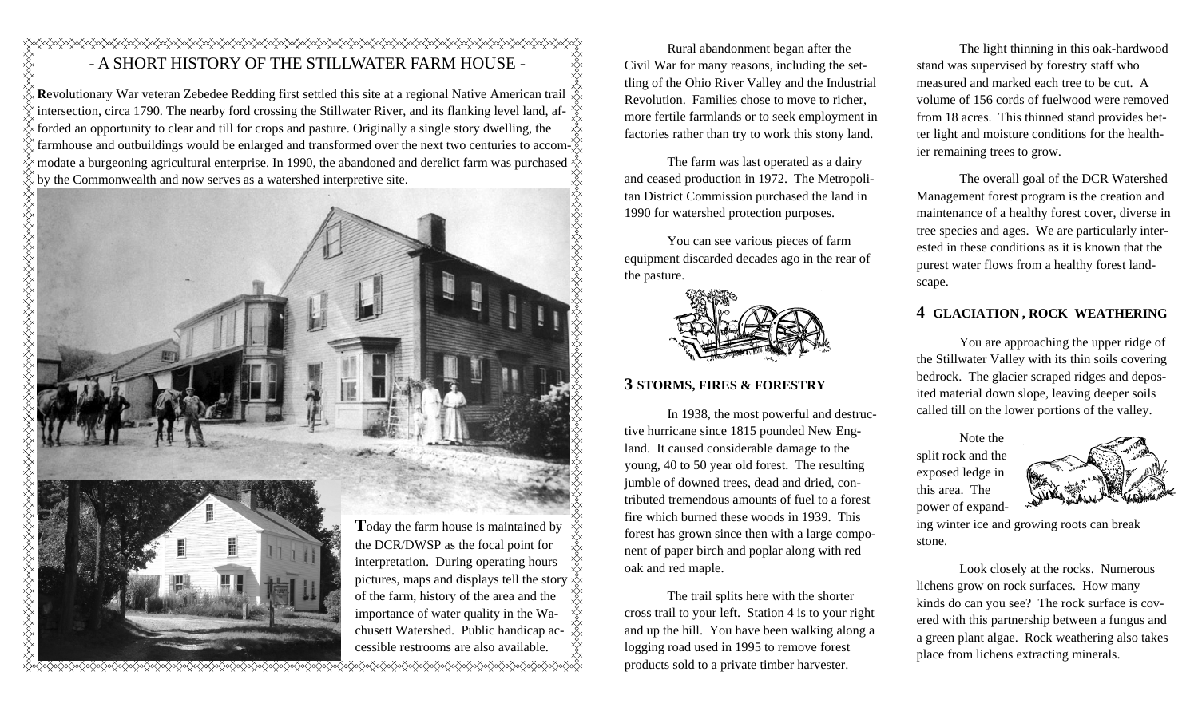## - A SHORT HISTORY OF THE STILLWATER FARM HOUSE -

**R**evolutionary War veteran Zebedee Redding first settled this site at a regional Native American trail intersection, circa 1790. The nearby ford crossing the Stillwater River, and its flanking level land, afforded an opportunity to clear and till for crops and pasture. Originally a single story dwelling, the farmhouse and outbuildings would be enlarged and transformed over the next two centuries to accommodate a burgeoning agricultural enterprise. In 1990, the abandoned and derelict farm was purchased by the Commonwealth and now serves as a watershed interpretive site.

**T**oday the farm house is maintained by the DCR/DWSP as the focal point for interpretation. During operating hours pictures, maps and displays tell the story of the farm, history of the area and the importance of water quality in the Wachusett Watershed. Public handicap accessible restrooms are also available.

Rural abandonment began after the Civil War for many reasons, including the settling of the Ohio River Valley and the Industrial Revolution. Families chose to move to richer, more fertile farmlands or to seek employment in factories rather than try to work this stony land.

The farm was last operated as a dairy and ceased production in 1972. The Metropolitan District Commission purchased the land in 1990 for watershed protection purposes.

You can see various pieces of farm equipment discarded decades ago in the rear of the pasture.

### 3 STORMS, FIRES & FORESTRY

In 1938, the most powerful and destructive hurricane since 1815 pounded New England. It caused considerable damage to the young, 40 to 50 year old forest. The resulting jumble of downed trees, dead and dried, contributed tremendous amounts of fuel to a forest fire which burned these woods in 1939. This forest has grown since then with a large component of paper birch and poplar along with red oak and red maple.

The trail splits here with the shorter cross trail to your left. Station 4 is to your right and up the hill. You have been walking along a logging road used in 1995 to remove forest products sold to a private timber harvester.

The light thinning in this oak-hardwood stand was supervised by forestry staff who measured and marked each tree to be cut. A volume of 156 cords of fuelwood were removed from 18 acres. This thinned stand provides better light and moisture conditions for the healthier remaining trees to grow.

The overall goal of the DCR Watershed Management forest program is the creation and maintenance of a healthy forest cover, diverse in tree species and ages. We are particularly interested in these conditions as it is known that the purest water flows from a healthy forest landscape.

### 4 GLACIATION , ROCK WEATHERING

You are approaching the upper ridge of the Stillwater Valley with its thin soils covering bedrock. The glacier scraped ridges and deposited material down slope, leaving deeper soils called till on the lower portions of the valley.

Note the split rock and the exposed ledge in this area. The power of expanding winter ice and growing roots can break stone.

Look closely at the rocks. Numerous lichens grow on rock surfaces. How many kinds do can you see? The rock surface is covered with this partnership between a fungus and a green plant algae. Rock weathering also takes place from lichens extracting minerals.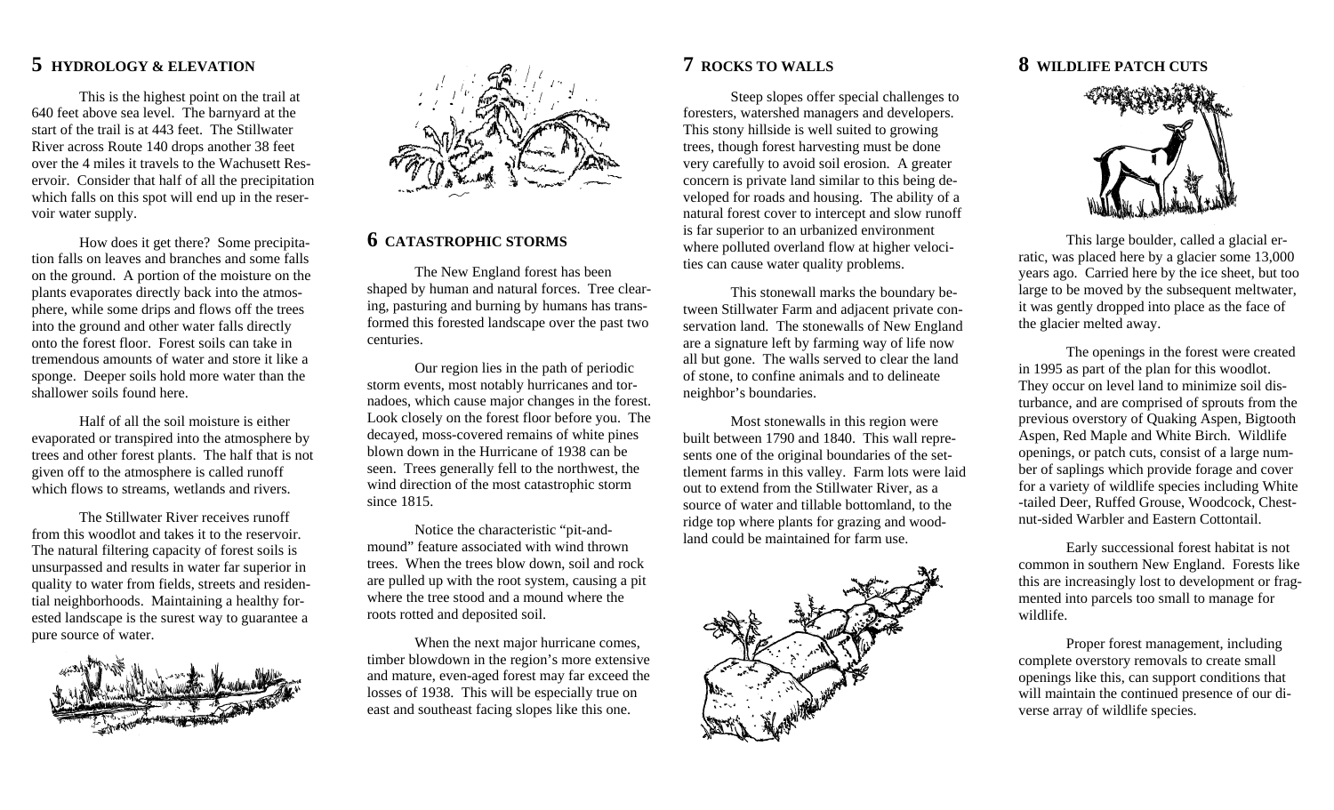## 5 HYDROLOGY & ELEVATION

This is the highest point on the trail at 640 feet above sea level. The barnyard at the start of the trail is at 443 feet. The Stillwater River across Route 140 drops another 38 feet over the 4 miles it travels to the Wachusett Reservoir. Consider that half of all the precipitation which falls on this spot will end up in the reservoir water supply.

How does it get there? Some precipitation falls on leaves and branches and some falls on the ground. A portion of the moisture on the plants evaporates directly back into the atmosphere, while some drips and flows off the trees into the ground and other water falls directly onto the forest floor. Forest soils can take in tremendous amounts of water and store it like a sponge. Deeper soils hold more water than the shallower soils found here.

Half of all the soil moisture is either evaporated or transpired into the atmosphere by trees and other forest plants. The half that is not given off to the atmosphere is called runoff which flows to streams, wetlands and rivers.

The Stillwater River receives runoff from this woodlot and takes it to the reservoir. The natural filtering capacity of forest soils is unsurpassed and results in water far superior in quality to water from fields, streets and residential neighborhoods. Maintaining a healthy forested landscape is the surest way to guarantee a pure source of water.

## 6 CATASTROPHIC STORMS

The New England forest has been shaped by human and natural forces. Tree clearing, pasturing and burning by humans has transformed this forested landscape over the past two centuries.

Our region lies in the path of periodic storm events, most notably hurricanes and tornadoes, which cause major changes in the forest. Look closely on the forest floor before you. The decayed, moss-covered remains of white pines blown down in the Hurricane of 1938 can be seen. Trees generally fell to the northwest, the wind direction of the most catastrophic storm since 1815.

Notice the characteristic "pit-and-mound" feature associated with wind thrown trees. When the trees blow down, soil and rock are pulled up with the root system, causing a pit where the tree stood and a mound where the roots rotted and deposited soil.

When the next major hurricane comes, timber blowdown in the region's more extensive and mature, even-aged forest may far exceed the losses of 1938. This will be especially true on east and southeast facing slopes like this one.

## 7 ROCKS TO WALLS

Steep slopes offer special challenges to foresters, watershed managers and developers. This stony hillside is well suited to growing trees, though forest harvesting must be done very carefully to avoid soil erosion. A greater concern is private land similar to this being developed for roads and housing. The ability of a natural forest cover to intercept and slow runoff is far superior to an urbanized environment where polluted overland flow at higher velocities can cause water quality problems.

This stonewall marks the boundary between Stillwater Farm and adjacent private conservation land. The stonewalls of New England are a signature left by farming way of life now all but gone. The walls served to clear the land of stone, to confine animals and to delineate neighbor's boundaries.

Most stonewalls in this region were built between 1790 and 1840. This wall represents one of the original boundaries of the settlement farms in this valley. Farm lots were laid out to extend from the Stillwater River, as a source of water and tillable bottomland, to the ridge top where plants for grazing and woodland could be maintained for farm use.

## 8 WILDLIFE PATCH CUTS

This large boulder, called a glacial erratic, was placed here by a glacier some 13,000 years ago. Carried here by the ice sheet, but too large to be moved by the subsequent meltwater, it was gently dropped into place as the face of the glacier melted away.

The openings in the forest were created in 1995 as part of the plan for this woodlot. They occur on level land to minimize soil disturbance, and are comprised of sprouts from the previous overstory of Quaking Aspen, Bigtooth Aspen, Red Maple and White Birch. Wildlife openings, or patch cuts, consist of a large number of saplings which provide forage and cover for a variety of wildlife species including White-tailed Deer, Ruffed Grouse, Woodcock, Chestnut-sided Warbler and Eastern Cottontail.

Early successional forest habitat is not common in southern New England. Forests like this are increasingly lost to development or fragmented into parcels too small to manage for wildlife.

Proper forest management, including complete overstory removals to create small openings like this, can support conditions that will maintain the continued presence of our diverse array of wildlife species.